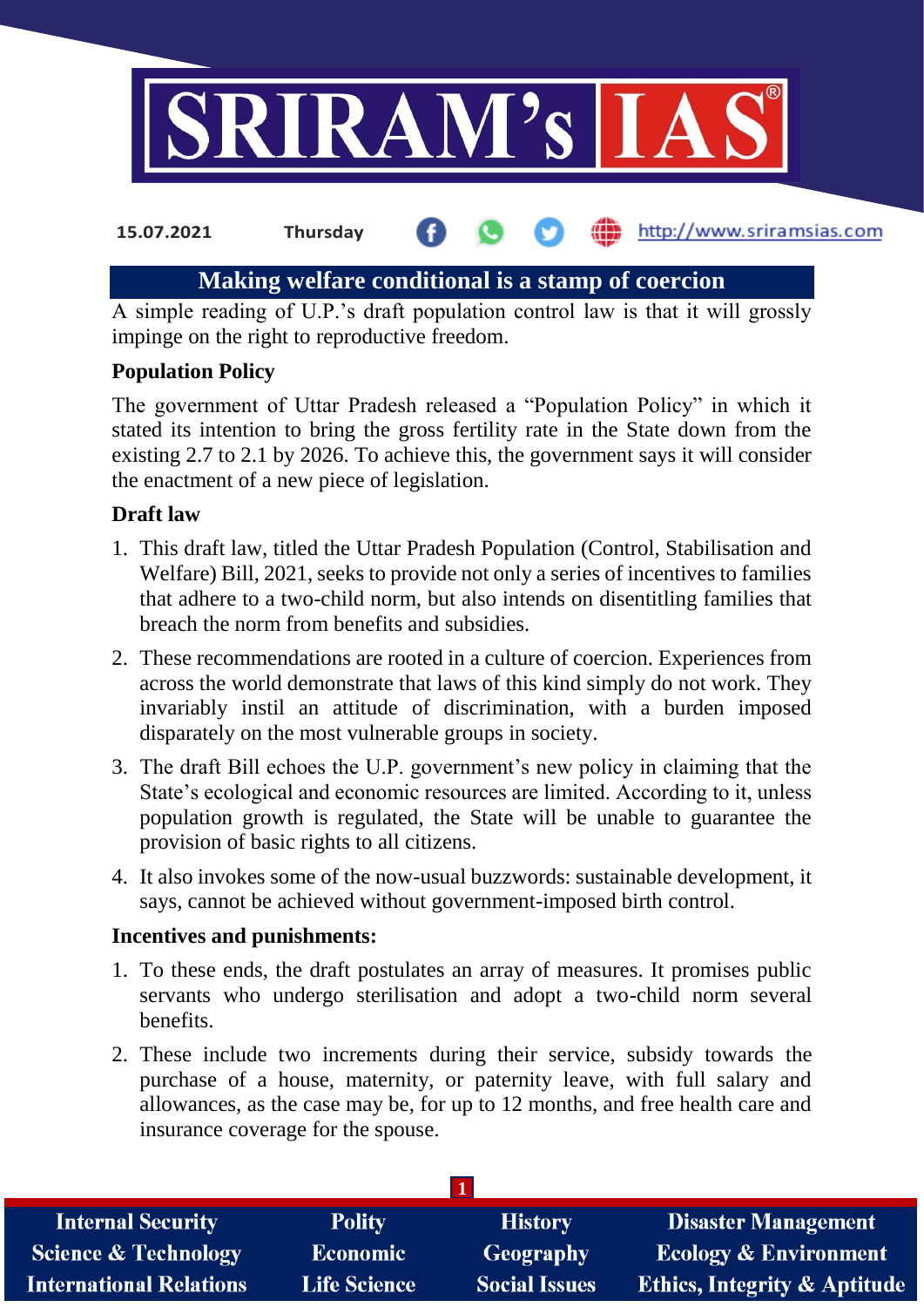15.07.2021 Thursday

# Making welfare conditional is a stamp of coercion

A simple reading of U.P.'s draft population control law is that it will grossly impinge on the right to reproductive freedom.

## Population Policy

The government of Uttar Pradesh released a "Population Policy" in which it stated its intention to bring the gross fertility rate in the State down from the existing 2.7 to 2.1 by 2026. To achieve this, the government says it will consider the enactment of a new piece of legislation.

## Draft law

1. This draft law, titled the Uttar Pradesh Population (Control, Stabilisation and Welfare) Bill, 2021, seeks to provide not only a series of incentives to families that adhere to a two-child norm, but also intends on disentitling families that breach the norm from benefits and subsidies.
2. These recommendations are rooted in a culture of coercion. Experiences from across the world demonstrate that laws of this kind simply do not work. They invariably instil an attitude of discrimination, with a burden imposed disparately on the most vulnerable groups in society.
3. The draft Bill echoes the U.P. government's new policy in claiming that the State's ecological and economic resources are limited. According to it, unless population growth is regulated, the State will be unable to guarantee the provision of basic rights to all citizens.
4. It also invokes some of the now-usual buzzwords: sustainable development, it says, cannot be achieved without government-imposed birth control.

## Incentives and punishments:

1. To these ends, the draft postulates an array of measures. It promises public servants who undergo sterilisation and adopt a two-child norm several benefits.
2. These include two increments during their service, subsidy towards the purchase of a house, maternity, or paternity leave, with full salary and allowances, as the case may be, for up to 12 months, and free health care and insurance coverage for the spouse.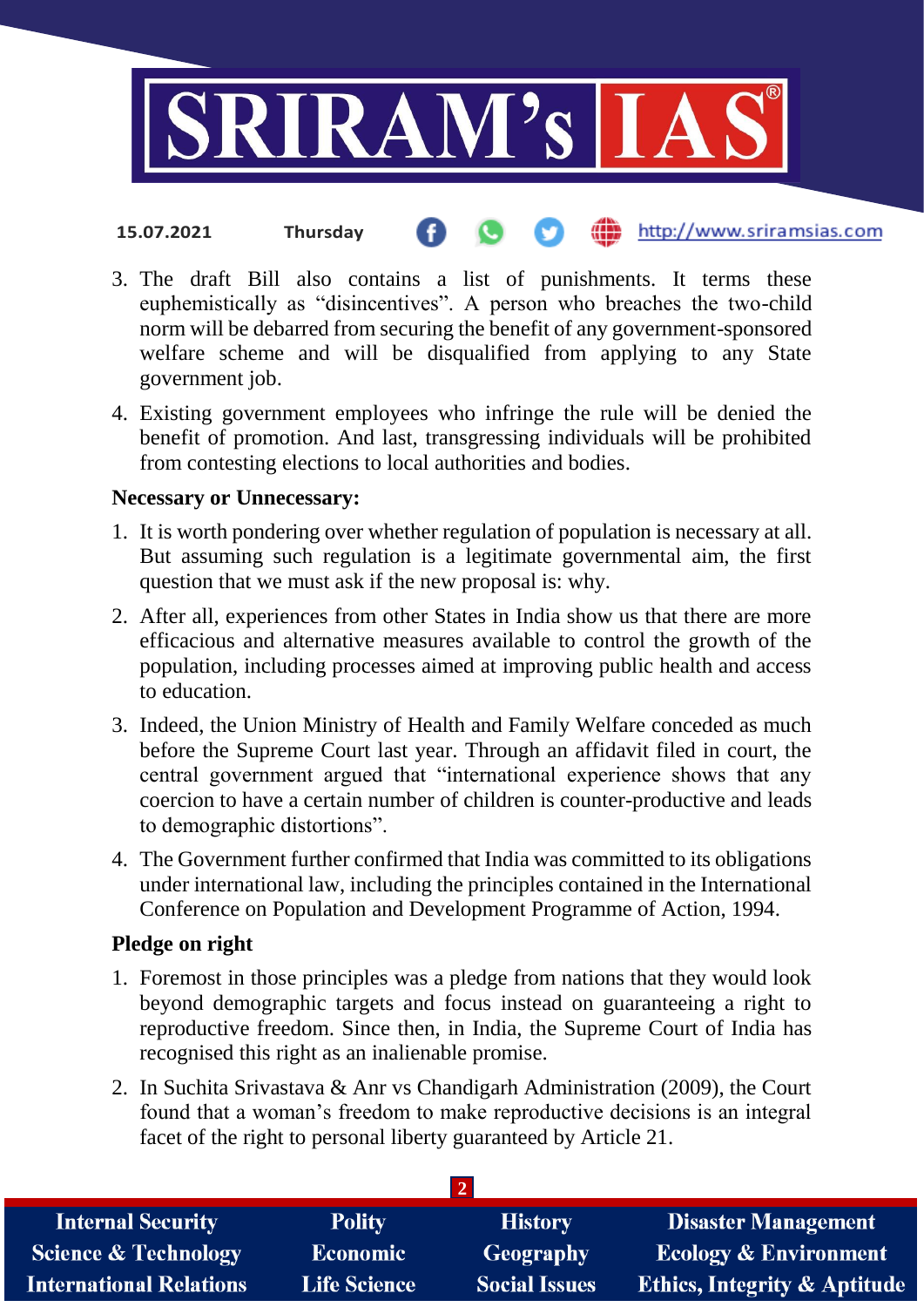3. The draft Bill also contains a list of punishments. It terms these euphemistically as "disincentives". A person who breaches the two-child norm will be debarred from securing the benefit of any government-sponsored welfare scheme and will be disqualified from applying to any State government job.
4. Existing government employees who infringe the rule will be denied the benefit of promotion. And last, transgressing individuals will be prohibited from contesting elections to local authorities and bodies.

**Necessary or Unnecessary:**

1. It is worth pondering over whether regulation of population is necessary at all. But assuming such regulation is a legitimate governmental aim, the first question that we must ask if the new proposal is: why.
2. After all, experiences from other States in India show us that there are more efficacious and alternative measures available to control the growth of the population, including processes aimed at improving public health and access to education.
3. Indeed, the Union Ministry of Health and Family Welfare conceded as much before the Supreme Court last year. Through an affidavit filed in court, the central government argued that "international experience shows that any coercion to have a certain number of children is counter-productive and leads to demographic distortions".
4. The Government further confirmed that India was committed to its obligations under international law, including the principles contained in the International Conference on Population and Development Programme of Action, 1994.

**Pledge on right**

1. Foremost in those principles was a pledge from nations that they would look beyond demographic targets and focus instead on guaranteeing a right to reproductive freedom. Since then, in India, the Supreme Court of India has recognised this right as an inalienable promise.
2. In Suchita Srivastava & Anr vs Chandigarh Administration (2009), the Court found that a woman's freedom to make reproductive decisions is an integral facet of the right to personal liberty guaranteed by Article 21.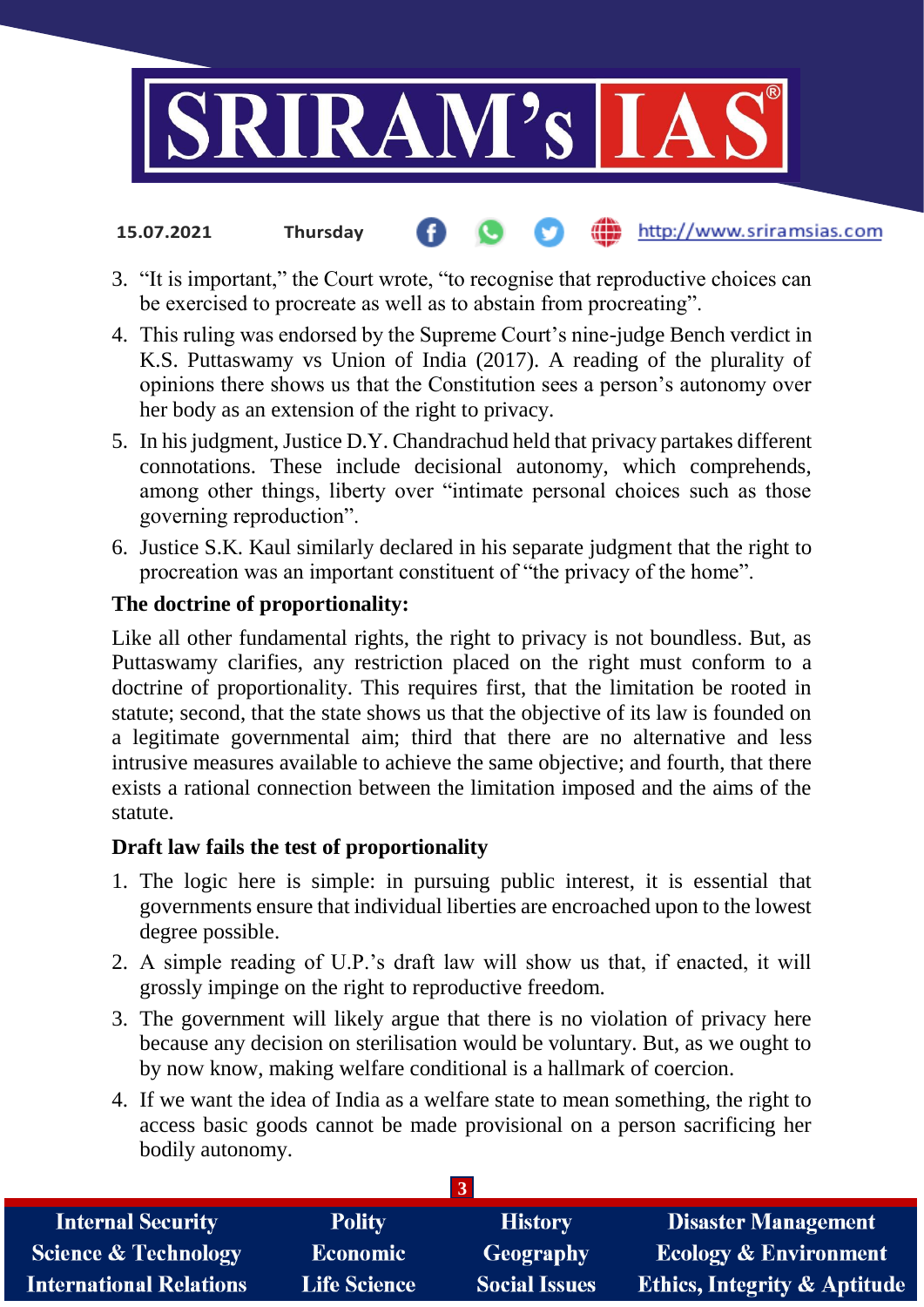3. "It is important," the Court wrote, "to recognise that reproductive choices can be exercised to procreate as well as to abstain from procreating".
4. This ruling was endorsed by the Supreme Court's nine-judge Bench verdict in K.S. Puttaswamy vs Union of India (2017). A reading of the plurality of opinions there shows us that the Constitution sees a person's autonomy over her body as an extension of the right to privacy.
5. In his judgment, Justice D.Y. Chandrachud held that privacy partakes different connotations. These include decisional autonomy, which comprehends, among other things, liberty over "intimate personal choices such as those governing reproduction".
6. Justice S.K. Kaul similarly declared in his separate judgment that the right to procreation was an important constituent of "the privacy of the home".

**The doctrine of proportionality:**

Like all other fundamental rights, the right to privacy is not boundless. But, as Puttaswamy clarifies, any restriction placed on the right must conform to a doctrine of proportionality. This requires first, that the limitation be rooted in statute; second, that the state shows us that the objective of its law is founded on a legitimate governmental aim; third that there are no alternative and less intrusive measures available to achieve the same objective; and fourth, that there exists a rational connection between the limitation imposed and the aims of the statute.

**Draft law fails the test of proportionality**

1. The logic here is simple: in pursuing public interest, it is essential that governments ensure that individual liberties are encroached upon to the lowest degree possible.
2. A simple reading of U.P.'s draft law will show us that, if enacted, it will grossly impinge on the right to reproductive freedom.
3. The government will likely argue that there is no violation of privacy here because any decision on sterilisation would be voluntary. But, as we ought to by now know, making welfare conditional is a hallmark of coercion.
4. If we want the idea of India as a welfare state to mean something, the right to access basic goods cannot be made provisional on a person sacrificing her bodily autonomy.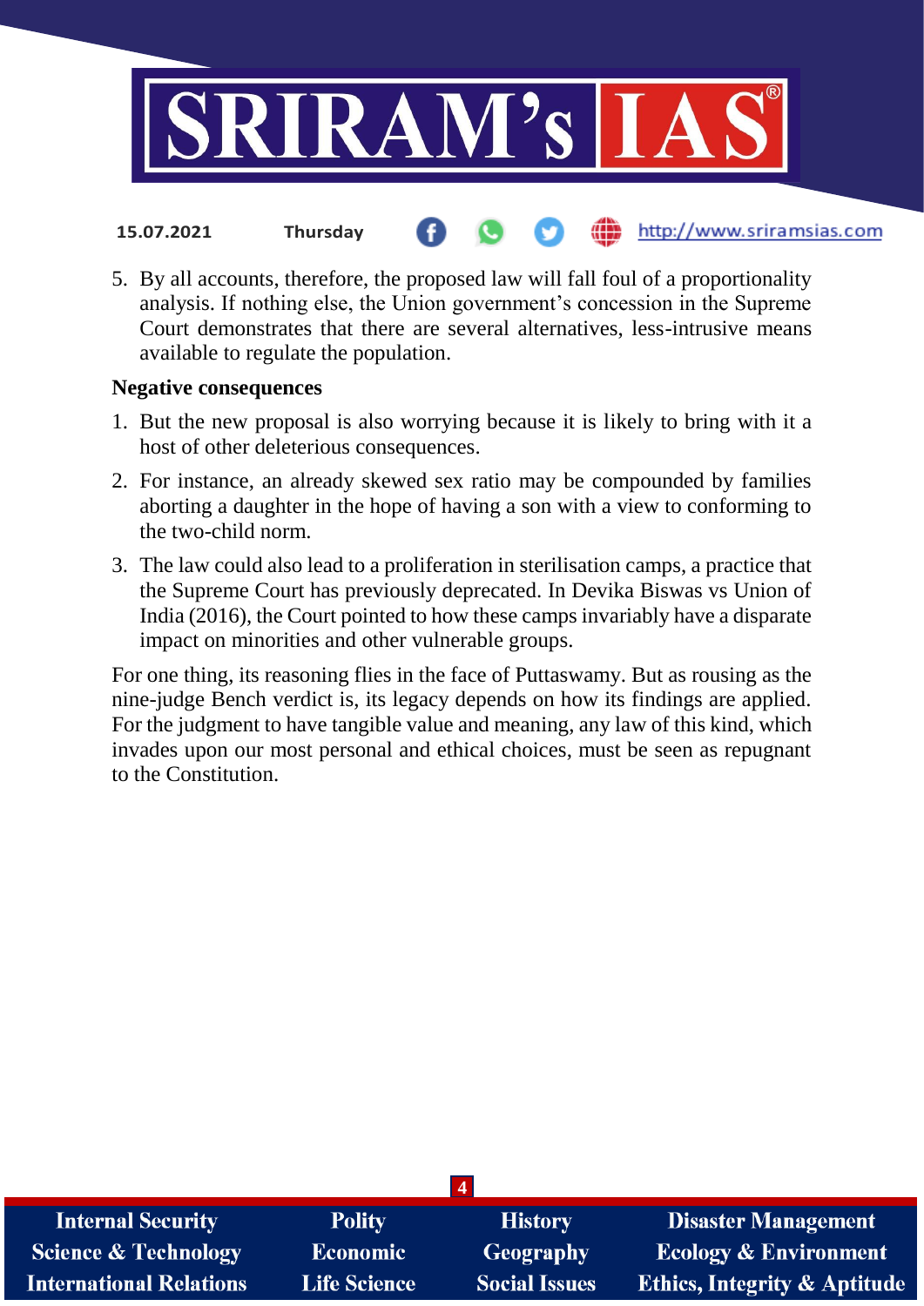5. By all accounts, therefore, the proposed law will fall foul of a proportionality analysis. If nothing else, the Union government's concession in the Supreme Court demonstrates that there are several alternatives, less-intrusive means available to regulate the population.

**Negative consequences**

1. But the new proposal is also worrying because it is likely to bring with it a host of other deleterious consequences.
2. For instance, an already skewed sex ratio may be compounded by families aborting a daughter in the hope of having a son with a view to conforming to the two-child norm.
3. The law could also lead to a proliferation in sterilisation camps, a practice that the Supreme Court has previously deprecated. In Devika Biswas vs Union of India (2016), the Court pointed to how these camps invariably have a disparate impact on minorities and other vulnerable groups.

For one thing, its reasoning flies in the face of Puttaswamy. But as rousing as the nine-judge Bench verdict is, its legacy depends on how its findings are applied. For the judgment to have tangible value and meaning, any law of this kind, which invades upon our most personal and ethical choices, must be seen as repugnant to the Constitution.